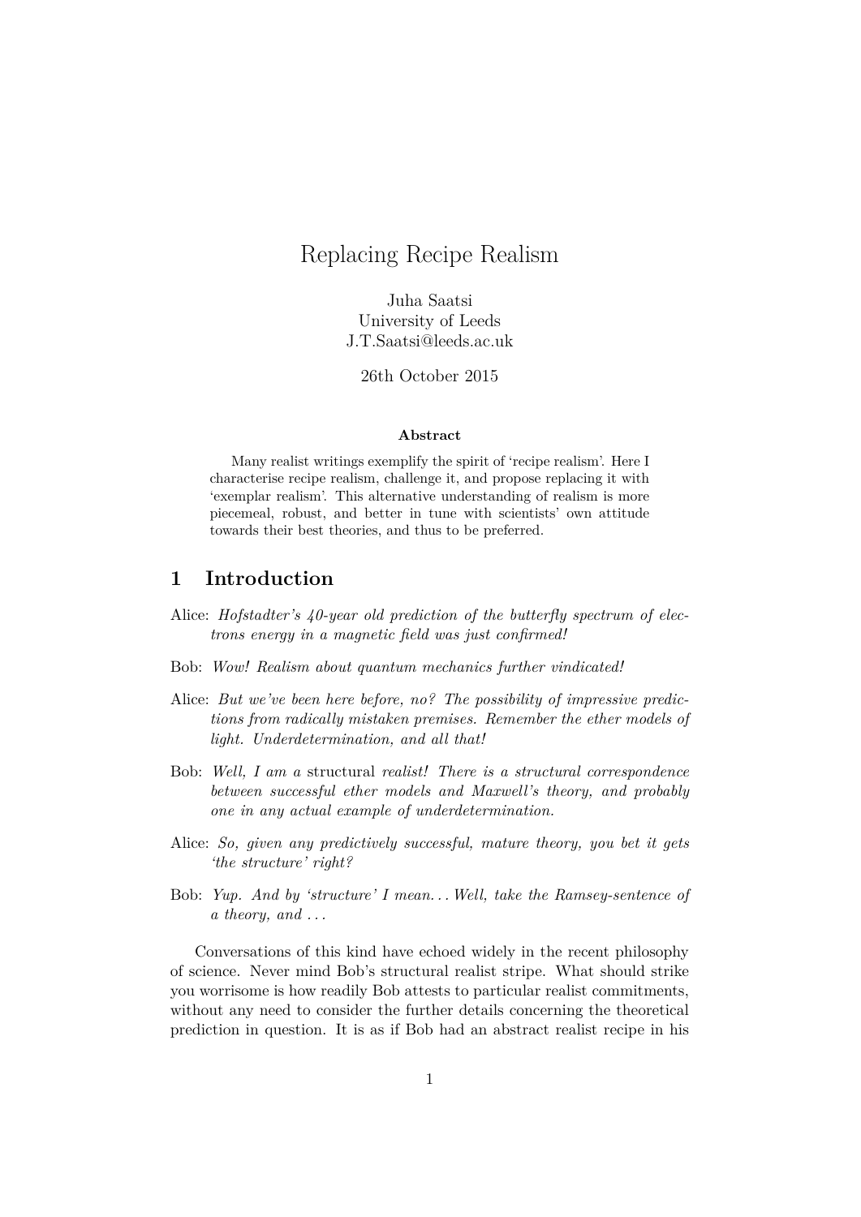# Replacing Recipe Realism

Juha Saatsi
University of Leeds
J.T.Saatsi@leeds.ac.uk

26th October 2015

**Abstract**

Many realist writings exemplify the spirit of 'recipe realism'. Here I characterise recipe realism, challenge it, and propose replacing it with 'exemplar realism'. This alternative understanding of realism is more piecemeal, robust, and better in tune with scientists' own attitude towards their best theories, and thus to be preferred.

## 1 Introduction

Alice: *Hofstadter's 40-year old prediction of the butterfly spectrum of electrons energy in a magnetic field was just confirmed!*

Bob: *Wow! Realism about quantum mechanics further vindicated!*

Alice: *But we've been here before, no? The possibility of impressive predictions from radically mistaken premises. Remember the ether models of light. Underdetermination, and all that!*

Bob: *Well, I am a* structural *realist! There is a structural correspondence between successful ether models and Maxwell's theory, and probably one in any actual example of underdetermination.*

Alice: *So, given any predictively successful, mature theory, you bet it gets 'the structure' right?*

Bob: *Yup. And by 'structure' I mean... Well, take the Ramsey-sentence of a theory, and ...*

Conversations of this kind have echoed widely in the recent philosophy of science. Never mind Bob's structural realist stripe. What should strike you worrisome is how readily Bob attests to particular realist commitments, without any need to consider the further details concerning the theoretical prediction in question. It is as if Bob had an abstract realist recipe in his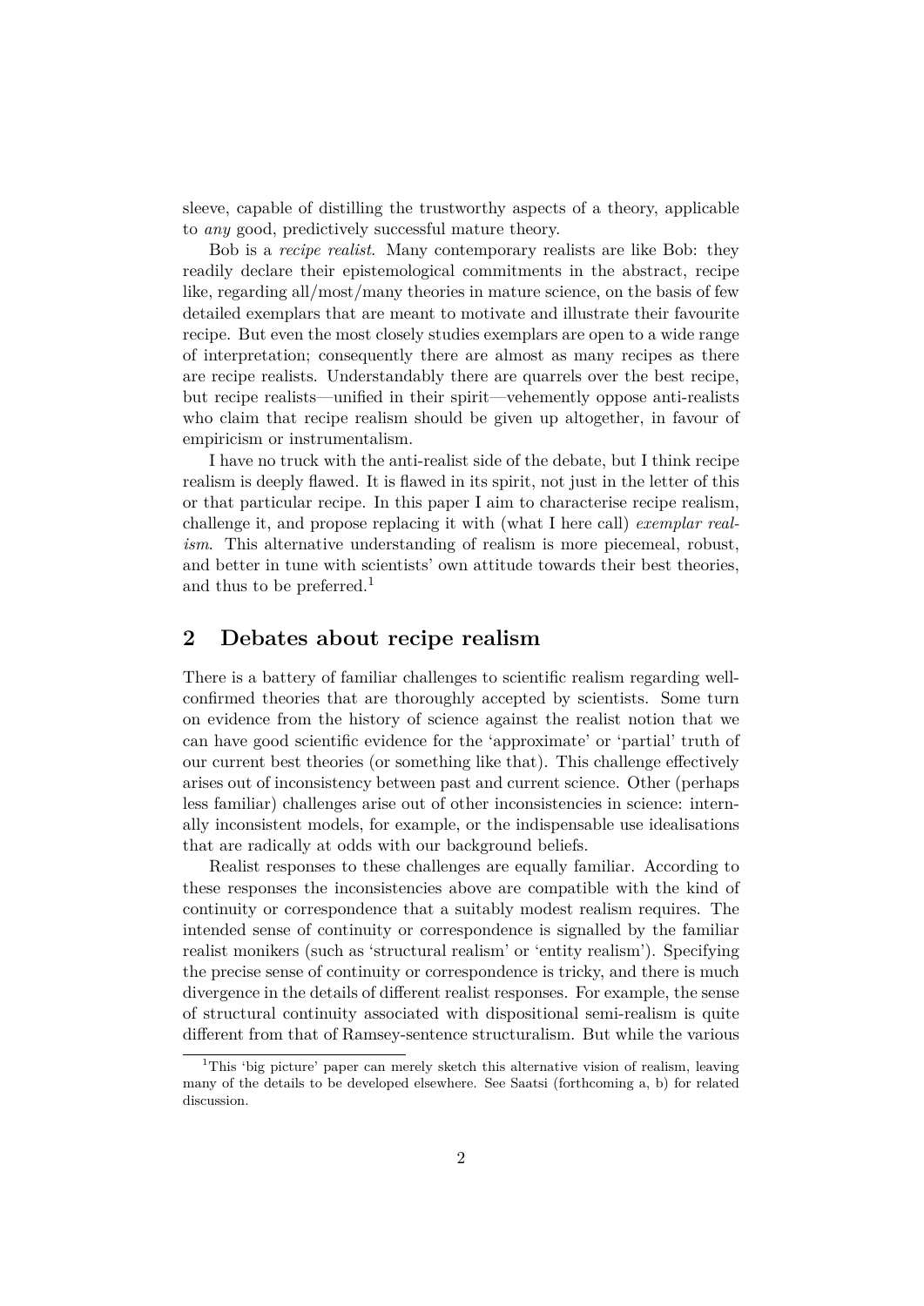sleeve, capable of distilling the trustworthy aspects of a theory, applicable to *any* good, predictively successful mature theory.

Bob is a *recipe realist*. Many contemporary realists are like Bob: they readily declare their epistemological commitments in the abstract, recipe like, regarding all/most/many theories in mature science, on the basis of few detailed exemplars that are meant to motivate and illustrate their favourite recipe. But even the most closely studies exemplars are open to a wide range of interpretation; consequently there are almost as many recipes as there are recipe realists. Understandably there are quarrels over the best recipe, but recipe realists—unified in their spirit—vehemently oppose anti-realists who claim that recipe realism should be given up altogether, in favour of empiricism or instrumentalism.

I have no truck with the anti-realist side of the debate, but I think recipe realism is deeply flawed. It is flawed in its spirit, not just in the letter of this or that particular recipe. In this paper I aim to characterise recipe realism, challenge it, and propose replacing it with (what I here call) *exemplar realism*. This alternative understanding of realism is more piecemeal, robust, and better in tune with scientists' own attitude towards their best theories, and thus to be preferred.[1]

## 2 Debates about recipe realism

There is a battery of familiar challenges to scientific realism regarding well-confirmed theories that are thoroughly accepted by scientists. Some turn on evidence from the history of science against the realist notion that we can have good scientific evidence for the 'approximate' or 'partial' truth of our current best theories (or something like that). This challenge effectively arises out of inconsistency between past and current science. Other (perhaps less familiar) challenges arise out of other inconsistencies in science: internally inconsistent models, for example, or the indispensable use idealisations that are radically at odds with our background beliefs.

Realist responses to these challenges are equally familiar. According to these responses the inconsistencies above are compatible with the kind of continuity or correspondence that a suitably modest realism requires. The intended sense of continuity or correspondence is signalled by the familiar realist monikers (such as 'structural realism' or 'entity realism'). Specifying the precise sense of continuity or correspondence is tricky, and there is much divergence in the details of different realist responses. For example, the sense of structural continuity associated with dispositional semi-realism is quite different from that of Ramsey-sentence structuralism. But while the various

[1] This 'big picture' paper can merely sketch this alternative vision of realism, leaving many of the details to be developed elsewhere. See Saatsi (forthcoming a, b) for related discussion.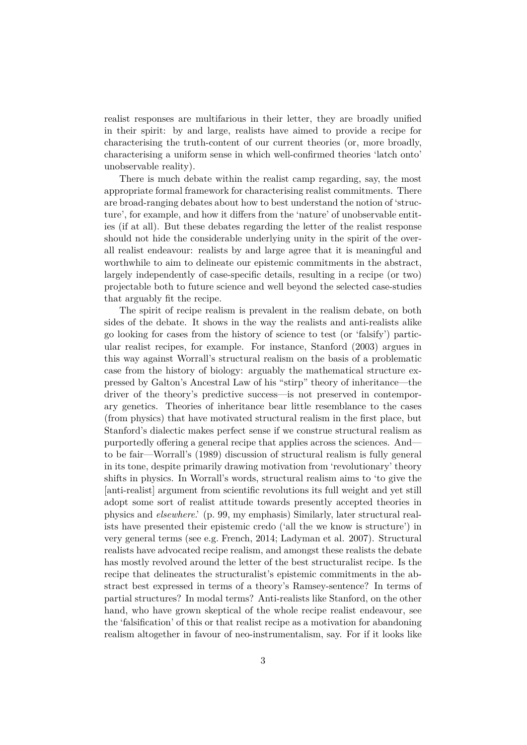realist responses are multifarious in their letter, they are broadly unified in their spirit: by and large, realists have aimed to provide a recipe for characterising the truth-content of our current theories (or, more broadly, characterising a uniform sense in which well-confirmed theories 'latch onto' unobservable reality).

There is much debate within the realist camp regarding, say, the most appropriate formal framework for characterising realist commitments. There are broad-ranging debates about how to best understand the notion of 'structure', for example, and how it differs from the 'nature' of unobservable entities (if at all). But these debates regarding the letter of the realist response should not hide the considerable underlying unity in the spirit of the overall realist endeavour: realists by and large agree that it is meaningful and worthwhile to aim to delineate our epistemic commitments in the abstract, largely independently of case-specific details, resulting in a recipe (or two) projectable both to future science and well beyond the selected case-studies that arguably fit the recipe.

The spirit of recipe realism is prevalent in the realism debate, on both sides of the debate. It shows in the way the realists and anti-realists alike go looking for cases from the history of science to test (or 'falsify') particular realist recipes, for example. For instance, Stanford (2003) argues in this way against Worrall's structural realism on the basis of a problematic case from the history of biology: arguably the mathematical structure expressed by Galton's Ancestral Law of his "stirp" theory of inheritance—the driver of the theory's predictive success—is not preserved in contemporary genetics. Theories of inheritance bear little resemblance to the cases (from physics) that have motivated structural realism in the first place, but Stanford's dialectic makes perfect sense if we construe structural realism as purportedly offering a general recipe that applies across the sciences. And—to be fair—Worrall's (1989) discussion of structural realism is fully general in its tone, despite primarily drawing motivation from 'revolutionary' theory shifts in physics. In Worrall's words, structural realism aims to 'to give the [anti-realist] argument from scientific revolutions its full weight and yet still adopt some sort of realist attitude towards presently accepted theories in physics and *elsewhere*.' (p. 99, my emphasis) Similarly, later structural realists have presented their epistemic credo ('all the we know is structure') in very general terms (see e.g. French, 2014; Ladyman et al. 2007). Structural realists have advocated recipe realism, and amongst these realists the debate has mostly revolved around the letter of the best structuralist recipe. Is the recipe that delineates the structuralist's epistemic commitments in the abstract best expressed in terms of a theory's Ramsey-sentence? In terms of partial structures? In modal terms? Anti-realists like Stanford, on the other hand, who have grown skeptical of the whole recipe realist endeavour, see the 'falsification' of this or that realist recipe as a motivation for abandoning realism altogether in favour of neo-instrumentalism, say. For if it looks like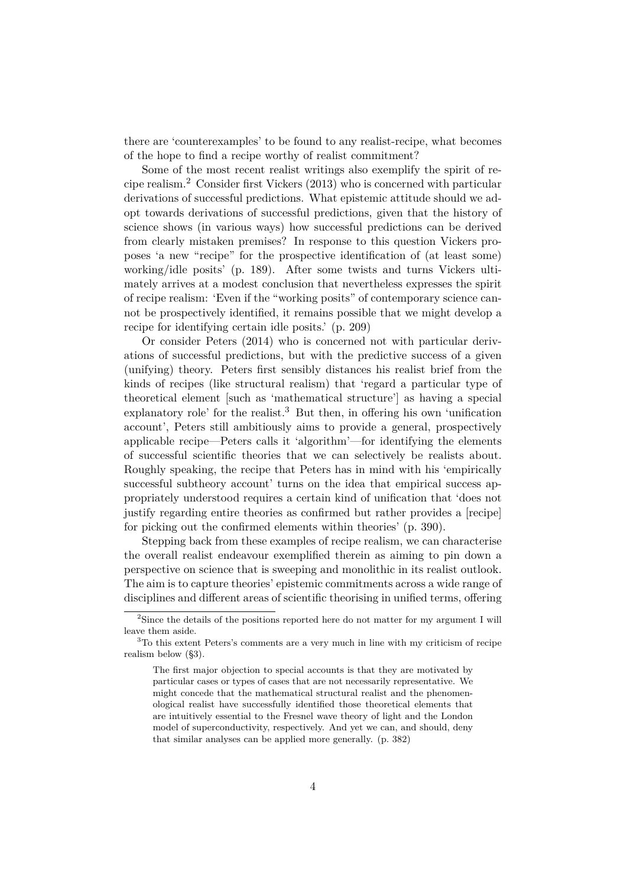there are 'counterexamples' to be found to any realist-recipe, what becomes of the hope to find a recipe worthy of realist commitment?

Some of the most recent realist writings also exemplify the spirit of recipe realism.[2] Consider first Vickers (2013) who is concerned with particular derivations of successful predictions. What epistemic attitude should we adopt towards derivations of successful predictions, given that the history of science shows (in various ways) how successful predictions can be derived from clearly mistaken premises? In response to this question Vickers proposes 'a new "recipe" for the prospective identification of (at least some) working/idle posits' (p. 189). After some twists and turns Vickers ultimately arrives at a modest conclusion that nevertheless expresses the spirit of recipe realism: 'Even if the "working posits" of contemporary science cannot be prospectively identified, it remains possible that we might develop a recipe for identifying certain idle posits.' (p. 209)

Or consider Peters (2014) who is concerned not with particular derivations of successful predictions, but with the predictive success of a given (unifying) theory. Peters first sensibly distances his realist brief from the kinds of recipes (like structural realism) that 'regard a particular type of theoretical element [such as 'mathematical structure'] as having a special explanatory role' for the realist.[3] But then, in offering his own 'unification account', Peters still ambitiously aims to provide a general, prospectively applicable recipe—Peters calls it 'algorithm'—for identifying the elements of successful scientific theories that we can selectively be realists about. Roughly speaking, the recipe that Peters has in mind with his 'empirically successful subtheory account' turns on the idea that empirical success appropriately understood requires a certain kind of unification that 'does not justify regarding entire theories as confirmed but rather provides a [recipe] for picking out the confirmed elements within theories' (p. 390).

Stepping back from these examples of recipe realism, we can characterise the overall realist endeavour exemplified therein as aiming to pin down a perspective on science that is sweeping and monolithic in its realist outlook. The aim is to capture theories' epistemic commitments across a wide range of disciplines and different areas of scientific theorising in unified terms, offering

---

[2] Since the details of the positions reported here do not matter for my argument I will leave them aside.

[3] To this extent Peters's comments are a very much in line with my criticism of recipe realism below (§3).

> The first major objection to special accounts is that they are motivated by particular cases or types of cases that are not necessarily representative. We might concede that the mathematical structural realist and the phenomenological realist have successfully identified those theoretical elements that are intuitively essential to the Fresnel wave theory of light and the London model of superconductivity, respectively. And yet we can, and should, deny that similar analyses can be applied more generally. (p. 382)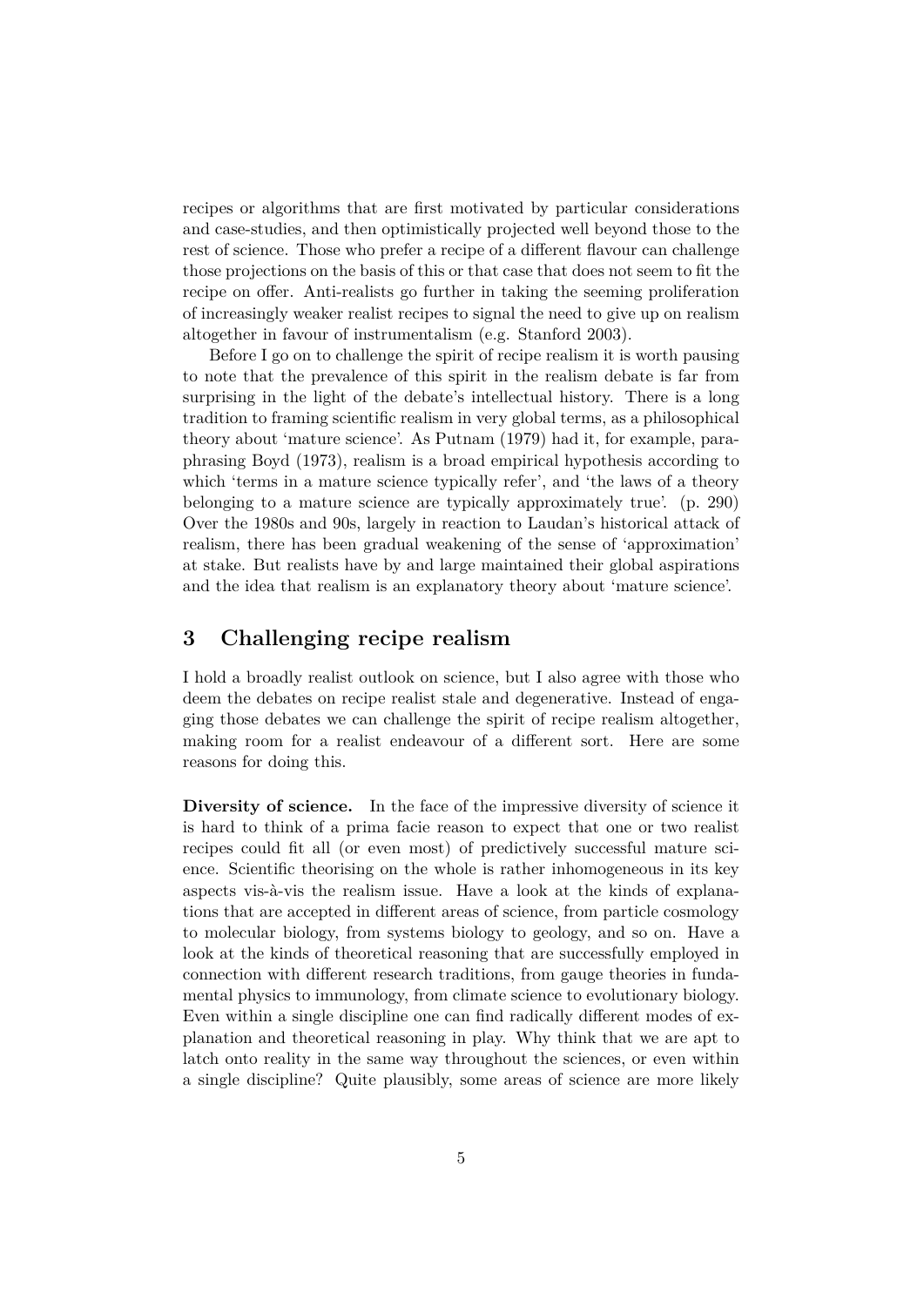recipes or algorithms that are first motivated by particular considerations and case-studies, and then optimistically projected well beyond those to the rest of science. Those who prefer a recipe of a different flavour can challenge those projections on the basis of this or that case that does not seem to fit the recipe on offer. Anti-realists go further in taking the seeming proliferation of increasingly weaker realist recipes to signal the need to give up on realism altogether in favour of instrumentalism (e.g. Stanford 2003).

Before I go on to challenge the spirit of recipe realism it is worth pausing to note that the prevalence of this spirit in the realism debate is far from surprising in the light of the debate's intellectual history. There is a long tradition to framing scientific realism in very global terms, as a philosophical theory about 'mature science'. As Putnam (1979) had it, for example, paraphrasing Boyd (1973), realism is a broad empirical hypothesis according to which 'terms in a mature science typically refer', and 'the laws of a theory belonging to a mature science are typically approximately true'. (p. 290) Over the 1980s and 90s, largely in reaction to Laudan's historical attack of realism, there has been gradual weakening of the sense of 'approximation' at stake. But realists have by and large maintained their global aspirations and the idea that realism is an explanatory theory about 'mature science'.

## 3 Challenging recipe realism

I hold a broadly realist outlook on science, but I also agree with those who deem the debates on recipe realist stale and degenerative. Instead of engaging those debates we can challenge the spirit of recipe realism altogether, making room for a realist endeavour of a different sort. Here are some reasons for doing this.

**Diversity of science.** In the face of the impressive diversity of science it is hard to think of a prima facie reason to expect that one or two realist recipes could fit all (or even most) of predictively successful mature science. Scientific theorising on the whole is rather inhomogeneous in its key aspects vis-à-vis the realism issue. Have a look at the kinds of explanations that are accepted in different areas of science, from particle cosmology to molecular biology, from systems biology to geology, and so on. Have a look at the kinds of theoretical reasoning that are successfully employed in connection with different research traditions, from gauge theories in fundamental physics to immunology, from climate science to evolutionary biology. Even within a single discipline one can find radically different modes of explanation and theoretical reasoning in play. Why think that we are apt to latch onto reality in the same way throughout the sciences, or even within a single discipline? Quite plausibly, some areas of science are more likely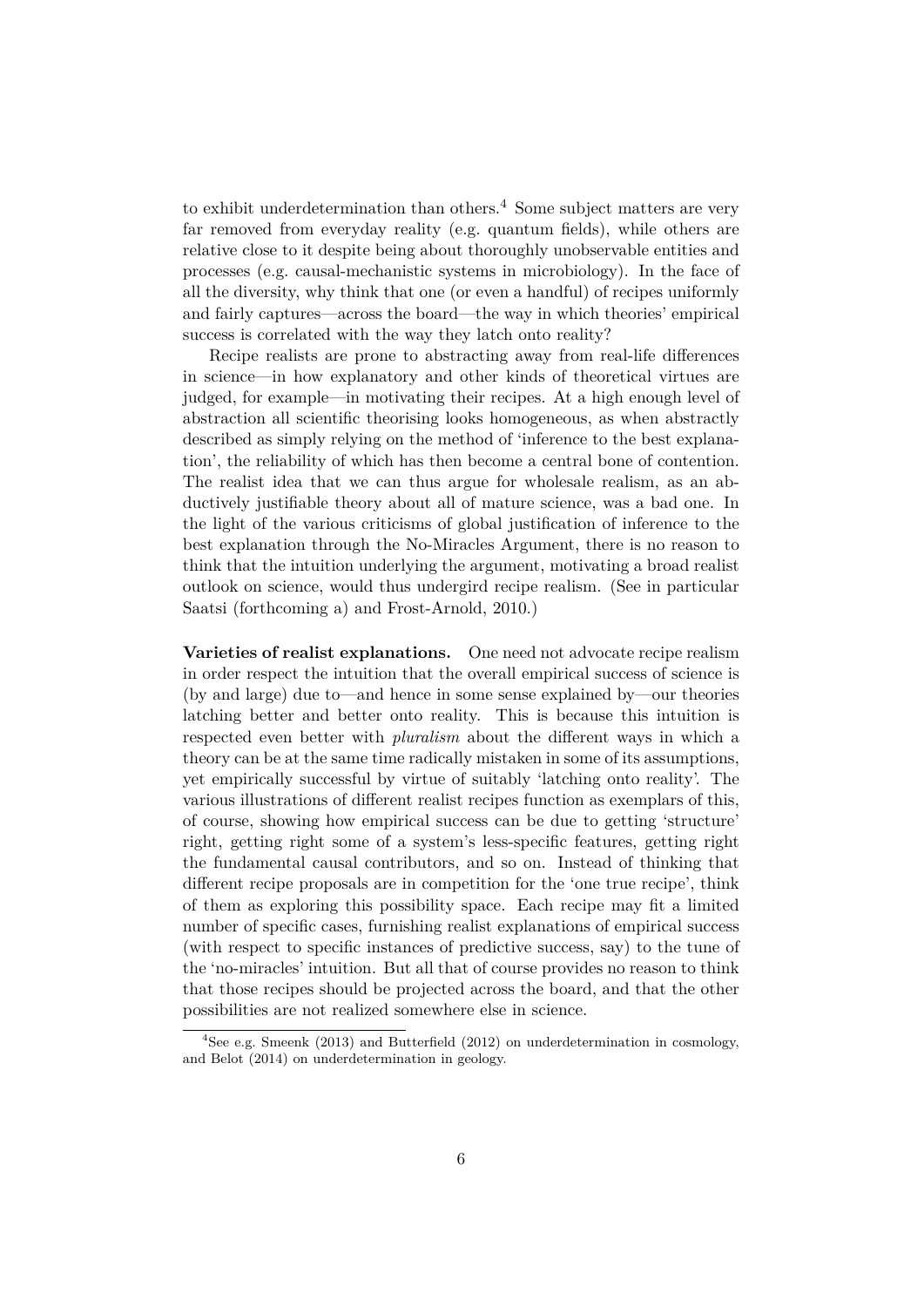to exhibit underdetermination than others.[4] Some subject matters are very far removed from everyday reality (e.g. quantum fields), while others are relative close to it despite being about thoroughly unobservable entities and processes (e.g. causal-mechanistic systems in microbiology). In the face of all the diversity, why think that one (or even a handful) of recipes uniformly and fairly captures—across the board—the way in which theories' empirical success is correlated with the way they latch onto reality?

Recipe realists are prone to abstracting away from real-life differences in science—in how explanatory and other kinds of theoretical virtues are judged, for example—in motivating their recipes. At a high enough level of abstraction all scientific theorising looks homogeneous, as when abstractly described as simply relying on the method of 'inference to the best explanation', the reliability of which has then become a central bone of contention. The realist idea that we can thus argue for wholesale realism, as an abductively justifiable theory about all of mature science, was a bad one. In the light of the various criticisms of global justification of inference to the best explanation through the No-Miracles Argument, there is no reason to think that the intuition underlying the argument, motivating a broad realist outlook on science, would thus undergird recipe realism. (See in particular Saatsi (forthcoming a) and Frost-Arnold, 2010.)

**Varieties of realist explanations.** One need not advocate recipe realism in order respect the intuition that the overall empirical success of science is (by and large) due to—and hence in some sense explained by—our theories latching better and better onto reality. This is because this intuition is respected even better with *pluralism* about the different ways in which a theory can be at the same time radically mistaken in some of its assumptions, yet empirically successful by virtue of suitably 'latching onto reality'. The various illustrations of different realist recipes function as exemplars of this, of course, showing how empirical success can be due to getting 'structure' right, getting right some of a system's less-specific features, getting right the fundamental causal contributors, and so on. Instead of thinking that different recipe proposals are in competition for the 'one true recipe', think of them as exploring this possibility space. Each recipe may fit a limited number of specific cases, furnishing realist explanations of empirical success (with respect to specific instances of predictive success, say) to the tune of the 'no-miracles' intuition. But all that of course provides no reason to think that those recipes should be projected across the board, and that the other possibilities are not realized somewhere else in science.

[4] See e.g. Smeenk (2013) and Butterfield (2012) on underdetermination in cosmology, and Belot (2014) on underdetermination in geology.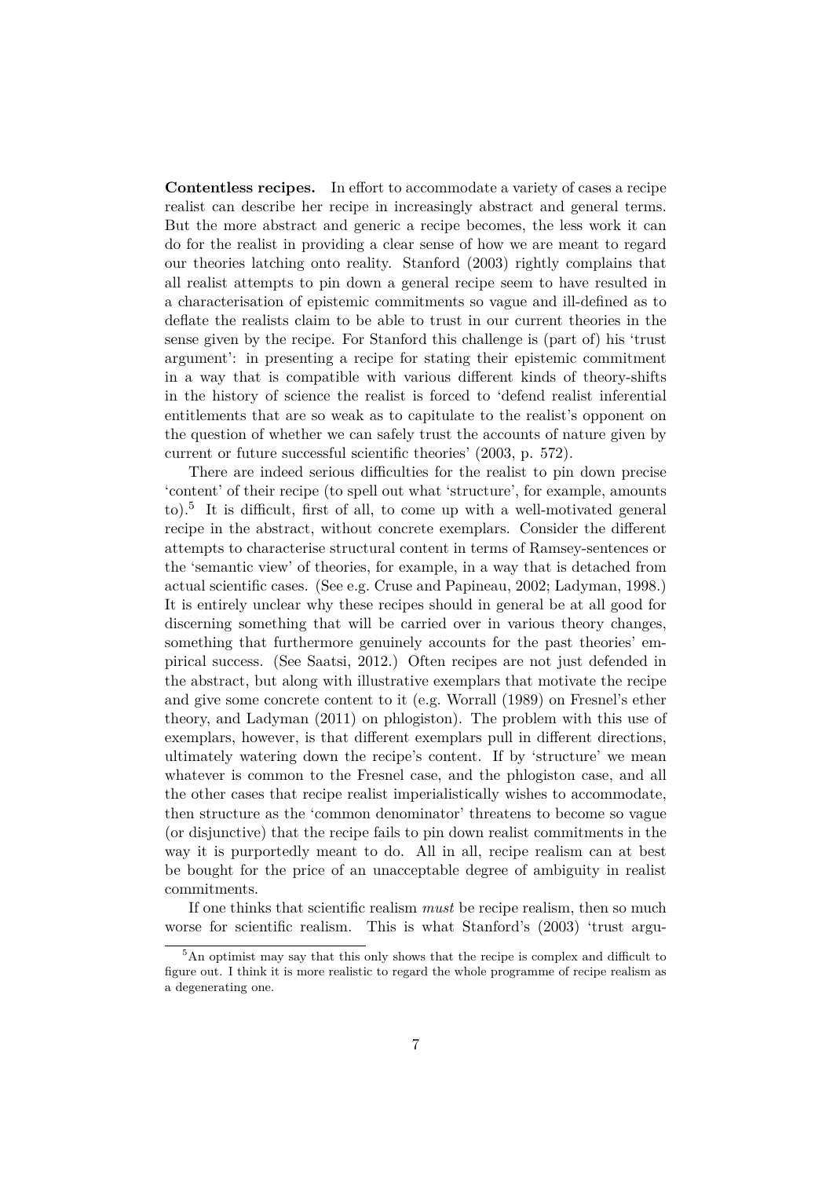**Contentless recipes.** In effort to accommodate a variety of cases a recipe realist can describe her recipe in increasingly abstract and general terms. But the more abstract and generic a recipe becomes, the less work it can do for the realist in providing a clear sense of how we are meant to regard our theories latching onto reality. Stanford (2003) rightly complains that all realist attempts to pin down a general recipe seem to have resulted in a characterisation of epistemic commitments so vague and ill-defined as to deflate the realists claim to be able to trust in our current theories in the sense given by the recipe. For Stanford this challenge is (part of) his 'trust argument': in presenting a recipe for stating their epistemic commitment in a way that is compatible with various different kinds of theory-shifts in the history of science the realist is forced to 'defend realist inferential entitlements that are so weak as to capitulate to the realist's opponent on the question of whether we can safely trust the accounts of nature given by current or future successful scientific theories' (2003, p. 572).

There are indeed serious difficulties for the realist to pin down precise 'content' of their recipe (to spell out what 'structure', for example, amounts to).[5] It is difficult, first of all, to come up with a well-motivated general recipe in the abstract, without concrete exemplars. Consider the different attempts to characterise structural content in terms of Ramsey-sentences or the 'semantic view' of theories, for example, in a way that is detached from actual scientific cases. (See e.g. Cruse and Papineau, 2002; Ladyman, 1998.) It is entirely unclear why these recipes should in general be at all good for discerning something that will be carried over in various theory changes, something that furthermore genuinely accounts for the past theories' empirical success. (See Saatsi, 2012.) Often recipes are not just defended in the abstract, but along with illustrative exemplars that motivate the recipe and give some concrete content to it (e.g. Worrall (1989) on Fresnel's ether theory, and Ladyman (2011) on phlogiston). The problem with this use of exemplars, however, is that different exemplars pull in different directions, ultimately watering down the recipe's content. If by 'structure' we mean whatever is common to the Fresnel case, and the phlogiston case, and all the other cases that recipe realist imperialistically wishes to accommodate, then structure as the 'common denominator' threatens to become so vague (or disjunctive) that the recipe fails to pin down realist commitments in the way it is purportedly meant to do. All in all, recipe realism can at best be bought for the price of an unacceptable degree of ambiguity in realist commitments.

If one thinks that scientific realism *must* be recipe realism, then so much worse for scientific realism. This is what Stanford's (2003) 'trust argu-

[5] An optimist may say that this only shows that the recipe is complex and difficult to figure out. I think it is more realistic to regard the whole programme of recipe realism as a degenerating one.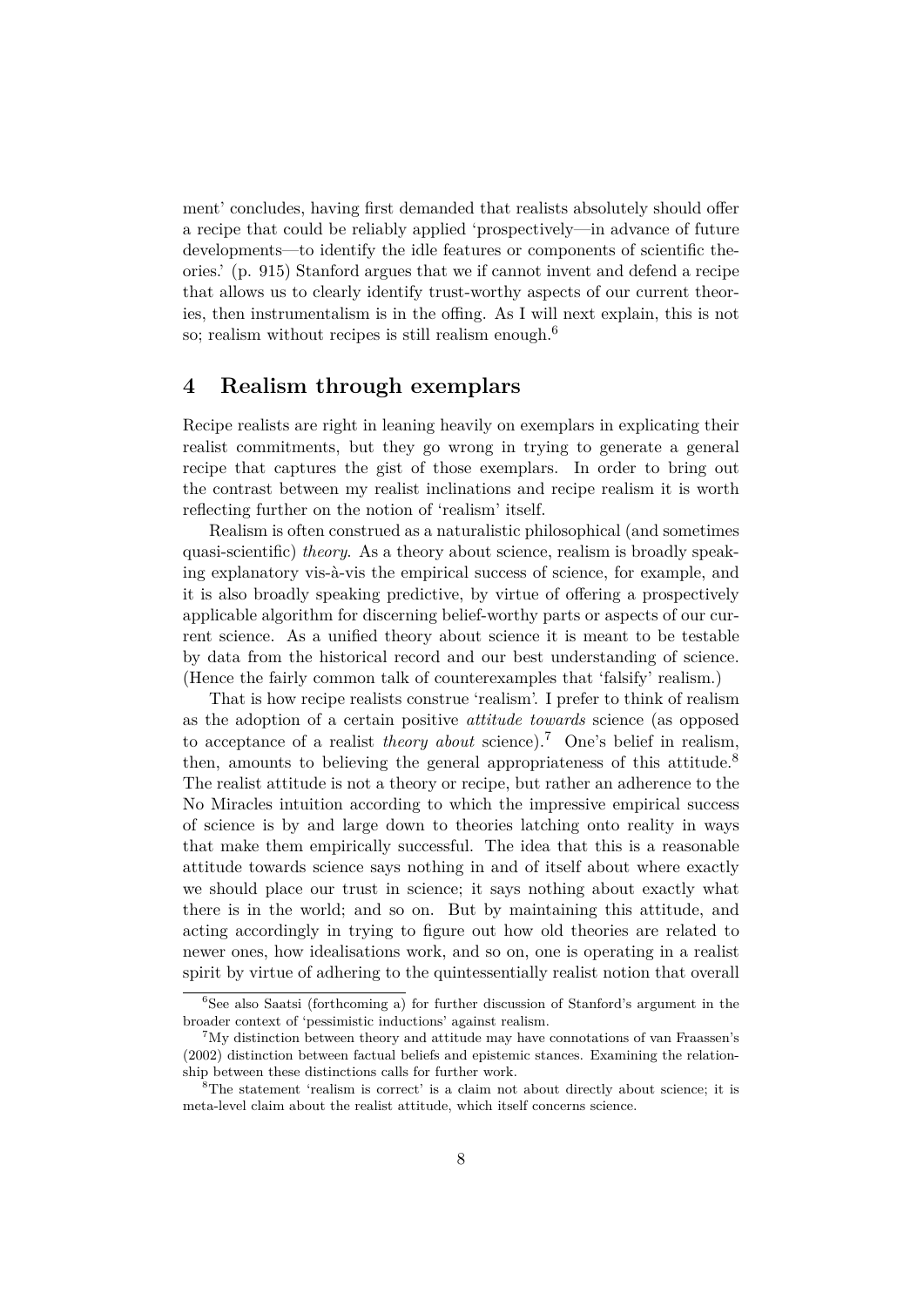ment' concludes, having first demanded that realists absolutely should offer a recipe that could be reliably applied 'prospectively—in advance of future developments—to identify the idle features or components of scientific theories.' (p. 915) Stanford argues that we if cannot invent and defend a recipe that allows us to clearly identify trust-worthy aspects of our current theories, then instrumentalism is in the offing. As I will next explain, this is not so; realism without recipes is still realism enough.[6]

## 4 Realism through exemplars

Recipe realists are right in leaning heavily on exemplars in explicating their realist commitments, but they go wrong in trying to generate a general recipe that captures the gist of those exemplars. In order to bring out the contrast between my realist inclinations and recipe realism it is worth reflecting further on the notion of 'realism' itself.

Realism is often construed as a naturalistic philosophical (and sometimes quasi-scientific) *theory*. As a theory about science, realism is broadly speaking explanatory vis-à-vis the empirical success of science, for example, and it is also broadly speaking predictive, by virtue of offering a prospectively applicable algorithm for discerning belief-worthy parts or aspects of our current science. As a unified theory about science it is meant to be testable by data from the historical record and our best understanding of science. (Hence the fairly common talk of counterexamples that 'falsify' realism.)

That is how recipe realists construe 'realism'. I prefer to think of realism as the adoption of a certain positive *attitude towards* science (as opposed to acceptance of a realist *theory about* science).[7] One's belief in realism, then, amounts to believing the general appropriateness of this attitude.[8] The realist attitude is not a theory or recipe, but rather an adherence to the No Miracles intuition according to which the impressive empirical success of science is by and large down to theories latching onto reality in ways that make them empirically successful. The idea that this is a reasonable attitude towards science says nothing in and of itself about where exactly we should place our trust in science; it says nothing about exactly what there is in the world; and so on. But by maintaining this attitude, and acting accordingly in trying to figure out how old theories are related to newer ones, how idealisations work, and so on, one is operating in a realist spirit by virtue of adhering to the quintessentially realist notion that overall

---

[6] See also Saatsi (forthcoming a) for further discussion of Stanford's argument in the broader context of 'pessimistic inductions' against realism.

[7] My distinction between theory and attitude may have connotations of van Fraassen's (2002) distinction between factual beliefs and epistemic stances. Examining the relationship between these distinctions calls for further work.

[8] The statement 'realism is correct' is a claim not about directly about science; it is meta-level claim about the realist attitude, which itself concerns science.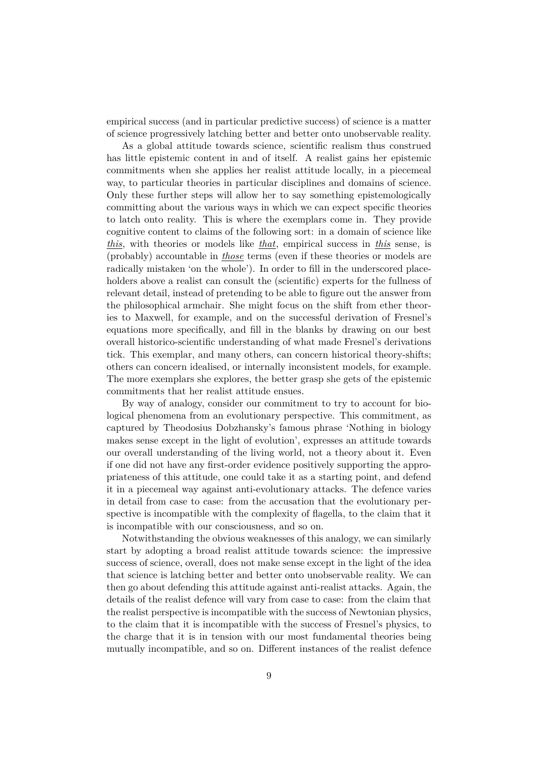empirical success (and in particular predictive success) of science is a matter of science progressively latching better and better onto unobservable reality.

As a global attitude towards science, scientific realism thus construed has little epistemic content in and of itself. A realist gains her epistemic commitments when she applies her realist attitude locally, in a piecemeal way, to particular theories in particular disciplines and domains of science. Only these further steps will allow her to say something epistemologically committing about the various ways in which we can expect specific theories to latch onto reality. This is where the exemplars come in. They provide cognitive content to claims of the following sort: in a domain of science like *this*, with theories or models like *that*, empirical success in *this* sense, is (probably) accountable in *those* terms (even if these theories or models are radically mistaken 'on the whole'). In order to fill in the underscored placeholders above a realist can consult the (scientific) experts for the fullness of relevant detail, instead of pretending to be able to figure out the answer from the philosophical armchair. She might focus on the shift from ether theories to Maxwell, for example, and on the successful derivation of Fresnel's equations more specifically, and fill in the blanks by drawing on our best overall historico-scientific understanding of what made Fresnel's derivations tick. This exemplar, and many others, can concern historical theory-shifts; others can concern idealised, or internally inconsistent models, for example. The more exemplars she explores, the better grasp she gets of the epistemic commitments that her realist attitude ensues.

By way of analogy, consider our commitment to try to account for biological phenomena from an evolutionary perspective. This commitment, as captured by Theodosius Dobzhansky's famous phrase 'Nothing in biology makes sense except in the light of evolution', expresses an attitude towards our overall understanding of the living world, not a theory about it. Even if one did not have any first-order evidence positively supporting the appropriateness of this attitude, one could take it as a starting point, and defend it in a piecemeal way against anti-evolutionary attacks. The defence varies in detail from case to case: from the accusation that the evolutionary perspective is incompatible with the complexity of flagella, to the claim that it is incompatible with our consciousness, and so on.

Notwithstanding the obvious weaknesses of this analogy, we can similarly start by adopting a broad realist attitude towards science: the impressive success of science, overall, does not make sense except in the light of the idea that science is latching better and better onto unobservable reality. We can then go about defending this attitude against anti-realist attacks. Again, the details of the realist defence will vary from case to case: from the claim that the realist perspective is incompatible with the success of Newtonian physics, to the claim that it is incompatible with the success of Fresnel's physics, to the charge that it is in tension with our most fundamental theories being mutually incompatible, and so on. Different instances of the realist defence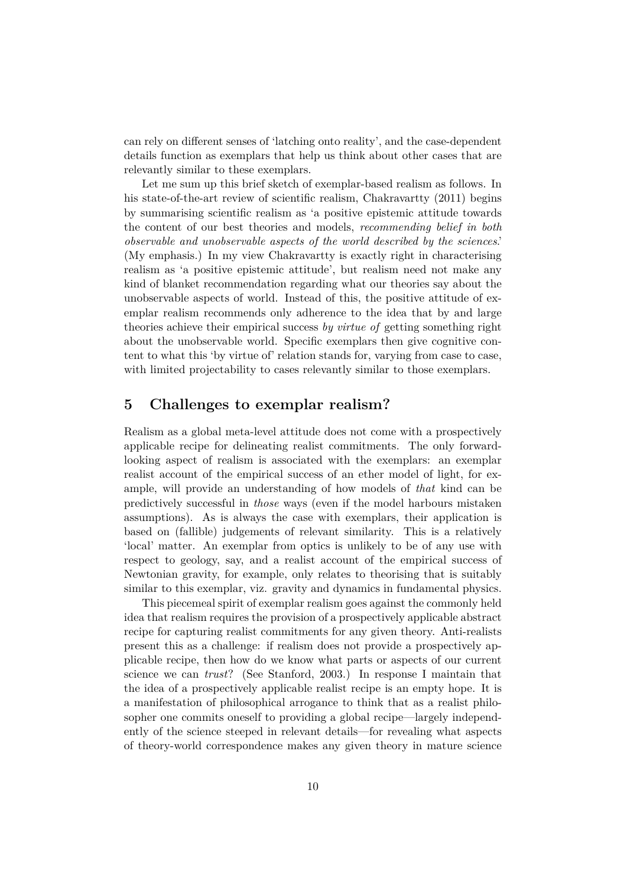can rely on different senses of 'latching onto reality', and the case-dependent details function as exemplars that help us think about other cases that are relevantly similar to these exemplars.

Let me sum up this brief sketch of exemplar-based realism as follows. In his state-of-the-art review of scientific realism, Chakravartty (2011) begins by summarising scientific realism as 'a positive epistemic attitude towards the content of our best theories and models, *recommending belief in both observable and unobservable aspects of the world described by the sciences*.' (My emphasis.) In my view Chakravartty is exactly right in characterising realism as 'a positive epistemic attitude', but realism need not make any kind of blanket recommendation regarding what our theories say about the unobservable aspects of world. Instead of this, the positive attitude of exemplar realism recommends only adherence to the idea that by and large theories achieve their empirical success *by virtue of* getting something right about the unobservable world. Specific exemplars then give cognitive content to what this 'by virtue of' relation stands for, varying from case to case, with limited projectability to cases relevantly similar to those exemplars.

## 5 Challenges to exemplar realism?

Realism as a global meta-level attitude does not come with a prospectively applicable recipe for delineating realist commitments. The only forward-looking aspect of realism is associated with the exemplars: an exemplar realist account of the empirical success of an ether model of light, for example, will provide an understanding of how models of *that* kind can be predictively successful in *those* ways (even if the model harbours mistaken assumptions). As is always the case with exemplars, their application is based on (fallible) judgements of relevant similarity. This is a relatively 'local' matter. An exemplar from optics is unlikely to be of any use with respect to geology, say, and a realist account of the empirical success of Newtonian gravity, for example, only relates to theorising that is suitably similar to this exemplar, viz. gravity and dynamics in fundamental physics.

This piecemeal spirit of exemplar realism goes against the commonly held idea that realism requires the provision of a prospectively applicable abstract recipe for capturing realist commitments for any given theory. Anti-realists present this as a challenge: if realism does not provide a prospectively applicable recipe, then how do we know what parts or aspects of our current science we can *trust*? (See Stanford, 2003.) In response I maintain that the idea of a prospectively applicable realist recipe is an empty hope. It is a manifestation of philosophical arrogance to think that as a realist philosopher one commits oneself to providing a global recipe—largely independently of the science steeped in relevant details—for revealing what aspects of theory-world correspondence makes any given theory in mature science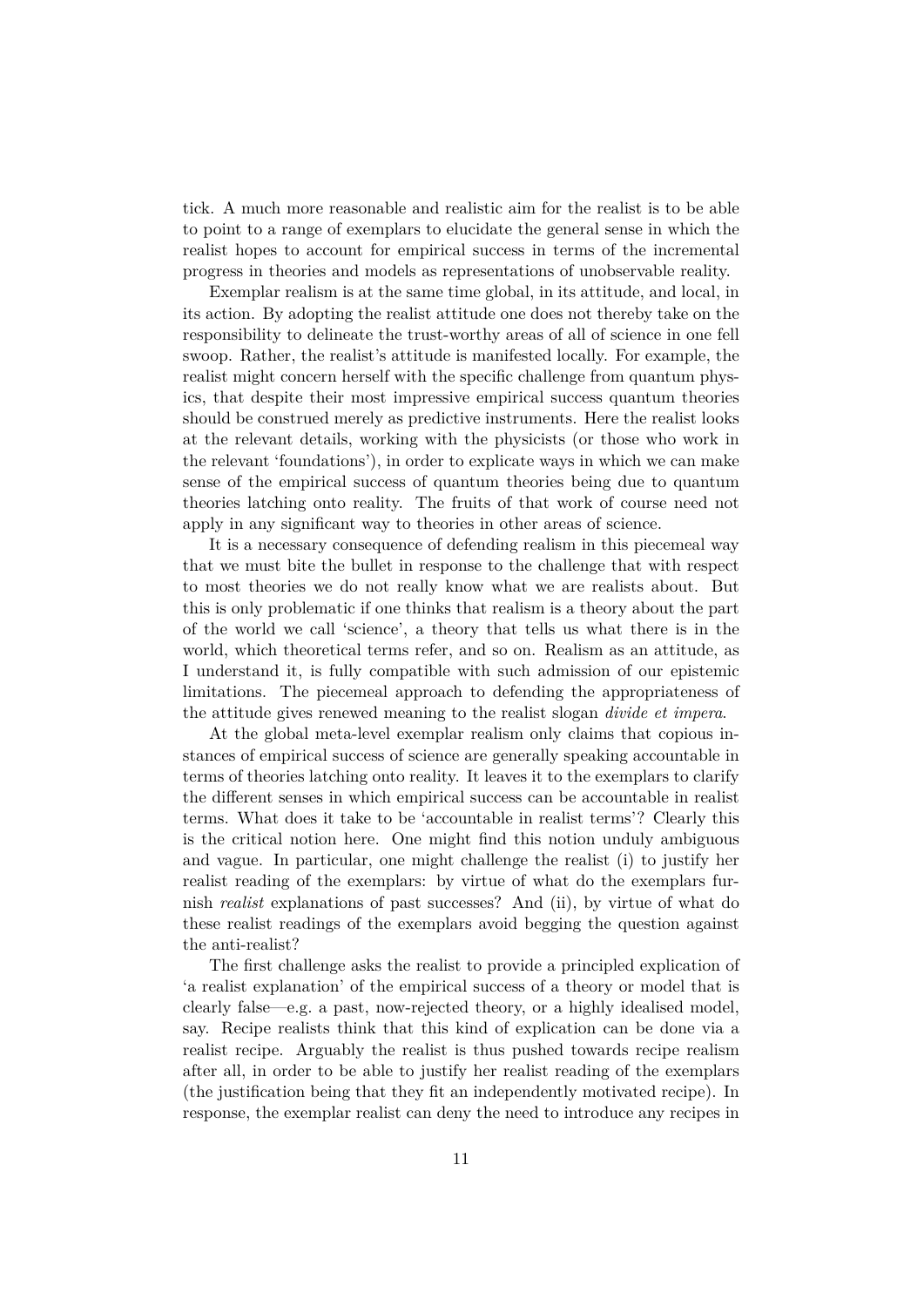tick. A much more reasonable and realistic aim for the realist is to be able to point to a range of exemplars to elucidate the general sense in which the realist hopes to account for empirical success in terms of the incremental progress in theories and models as representations of unobservable reality.

Exemplar realism is at the same time global, in its attitude, and local, in its action. By adopting the realist attitude one does not thereby take on the responsibility to delineate the trust-worthy areas of all of science in one fell swoop. Rather, the realist's attitude is manifested locally. For example, the realist might concern herself with the specific challenge from quantum physics, that despite their most impressive empirical success quantum theories should be construed merely as predictive instruments. Here the realist looks at the relevant details, working with the physicists (or those who work in the relevant 'foundations'), in order to explicate ways in which we can make sense of the empirical success of quantum theories being due to quantum theories latching onto reality. The fruits of that work of course need not apply in any significant way to theories in other areas of science.

It is a necessary consequence of defending realism in this piecemeal way that we must bite the bullet in response to the challenge that with respect to most theories we do not really know what we are realists about. But this is only problematic if one thinks that realism is a theory about the part of the world we call 'science', a theory that tells us what there is in the world, which theoretical terms refer, and so on. Realism as an attitude, as I understand it, is fully compatible with such admission of our epistemic limitations. The piecemeal approach to defending the appropriateness of the attitude gives renewed meaning to the realist slogan *divide et impera*.

At the global meta-level exemplar realism only claims that copious instances of empirical success of science are generally speaking accountable in terms of theories latching onto reality. It leaves it to the exemplars to clarify the different senses in which empirical success can be accountable in realist terms. What does it take to be 'accountable in realist terms'? Clearly this is the critical notion here. One might find this notion unduly ambiguous and vague. In particular, one might challenge the realist (i) to justify her realist reading of the exemplars: by virtue of what do the exemplars furnish *realist* explanations of past successes? And (ii), by virtue of what do these realist readings of the exemplars avoid begging the question against the anti-realist?

The first challenge asks the realist to provide a principled explication of 'a realist explanation' of the empirical success of a theory or model that is clearly false—e.g. a past, now-rejected theory, or a highly idealised model, say. Recipe realists think that this kind of explication can be done via a realist recipe. Arguably the realist is thus pushed towards recipe realism after all, in order to be able to justify her realist reading of the exemplars (the justification being that they fit an independently motivated recipe). In response, the exemplar realist can deny the need to introduce any recipes in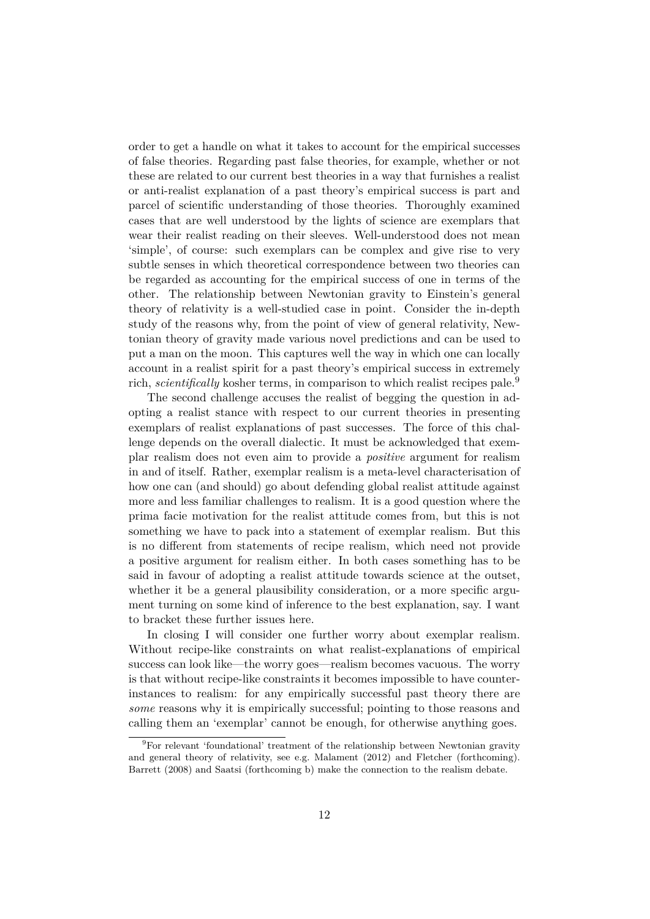order to get a handle on what it takes to account for the empirical successes of false theories. Regarding past false theories, for example, whether or not these are related to our current best theories in a way that furnishes a realist or anti-realist explanation of a past theory's empirical success is part and parcel of scientific understanding of those theories. Thoroughly examined cases that are well understood by the lights of science are exemplars that wear their realist reading on their sleeves. Well-understood does not mean 'simple', of course: such exemplars can be complex and give rise to very subtle senses in which theoretical correspondence between two theories can be regarded as accounting for the empirical success of one in terms of the other. The relationship between Newtonian gravity to Einstein's general theory of relativity is a well-studied case in point. Consider the in-depth study of the reasons why, from the point of view of general relativity, Newtonian theory of gravity made various novel predictions and can be used to put a man on the moon. This captures well the way in which one can locally account in a realist spirit for a past theory's empirical success in extremely rich, *scientifically* kosher terms, in comparison to which realist recipes pale.[9]

The second challenge accuses the realist of begging the question in adopting a realist stance with respect to our current theories in presenting exemplars of realist explanations of past successes. The force of this challenge depends on the overall dialectic. It must be acknowledged that exemplar realism does not even aim to provide a *positive* argument for realism in and of itself. Rather, exemplar realism is a meta-level characterisation of how one can (and should) go about defending global realist attitude against more and less familiar challenges to realism. It is a good question where the prima facie motivation for the realist attitude comes from, but this is not something we have to pack into a statement of exemplar realism. But this is no different from statements of recipe realism, which need not provide a positive argument for realism either. In both cases something has to be said in favour of adopting a realist attitude towards science at the outset, whether it be a general plausibility consideration, or a more specific argument turning on some kind of inference to the best explanation, say. I want to bracket these further issues here.

In closing I will consider one further worry about exemplar realism. Without recipe-like constraints on what realist-explanations of empirical success can look like—the worry goes—realism becomes vacuous. The worry is that without recipe-like constraints it becomes impossible to have counter-instances to realism: for any empirically successful past theory there are *some* reasons why it is empirically successful; pointing to those reasons and calling them an 'exemplar' cannot be enough, for otherwise anything goes.

[9]For relevant 'foundational' treatment of the relationship between Newtonian gravity and general theory of relativity, see e.g. Malament (2012) and Fletcher (forthcoming). Barrett (2008) and Saatsi (forthcoming b) make the connection to the realism debate.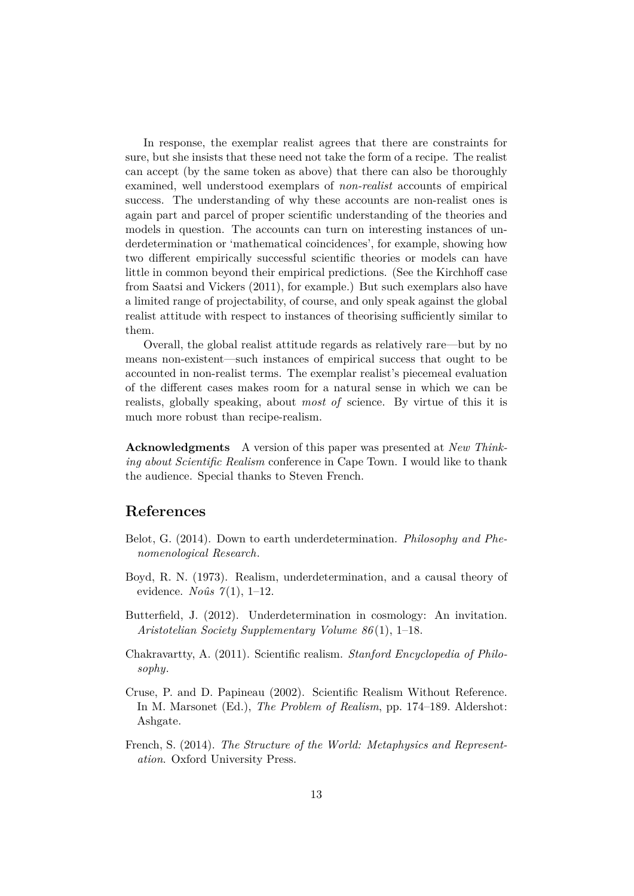In response, the exemplar realist agrees that there are constraints for sure, but she insists that these need not take the form of a recipe. The realist can accept (by the same token as above) that there can also be thoroughly examined, well understood exemplars of *non-realist* accounts of empirical success. The understanding of why these accounts are non-realist ones is again part and parcel of proper scientific understanding of the theories and models in question. The accounts can turn on interesting instances of underdetermination or 'mathematical coincidences', for example, showing how two different empirically successful scientific theories or models can have little in common beyond their empirical predictions. (See the Kirchhoff case from Saatsi and Vickers (2011), for example.) But such exemplars also have a limited range of projectability, of course, and only speak against the global realist attitude with respect to instances of theorising sufficiently similar to them.

Overall, the global realist attitude regards as relatively rare—but by no means non-existent—such instances of empirical success that ought to be accounted in non-realist terms. The exemplar realist's piecemeal evaluation of the different cases makes room for a natural sense in which we can be realists, globally speaking, about *most of* science. By virtue of this it is much more robust than recipe-realism.

**Acknowledgments** A version of this paper was presented at *New Thinking about Scientific Realism* conference in Cape Town. I would like to thank the audience. Special thanks to Steven French.

## References

Belot, G. (2014). Down to earth underdetermination. *Philosophy and Phenomenological Research*.

Boyd, R. N. (1973). Realism, underdetermination, and a causal theory of evidence. *Noûs 7*(1), 1–12.

Butterfield, J. (2012). Underdetermination in cosmology: An invitation. *Aristotelian Society Supplementary Volume 86*(1), 1–18.

Chakravartty, A. (2011). Scientific realism. *Stanford Encyclopedia of Philosophy*.

Cruse, P. and D. Papineau (2002). Scientific Realism Without Reference. In M. Marsonet (Ed.), *The Problem of Realism*, pp. 174–189. Aldershot: Ashgate.

French, S. (2014). *The Structure of the World: Metaphysics and Representation*. Oxford University Press.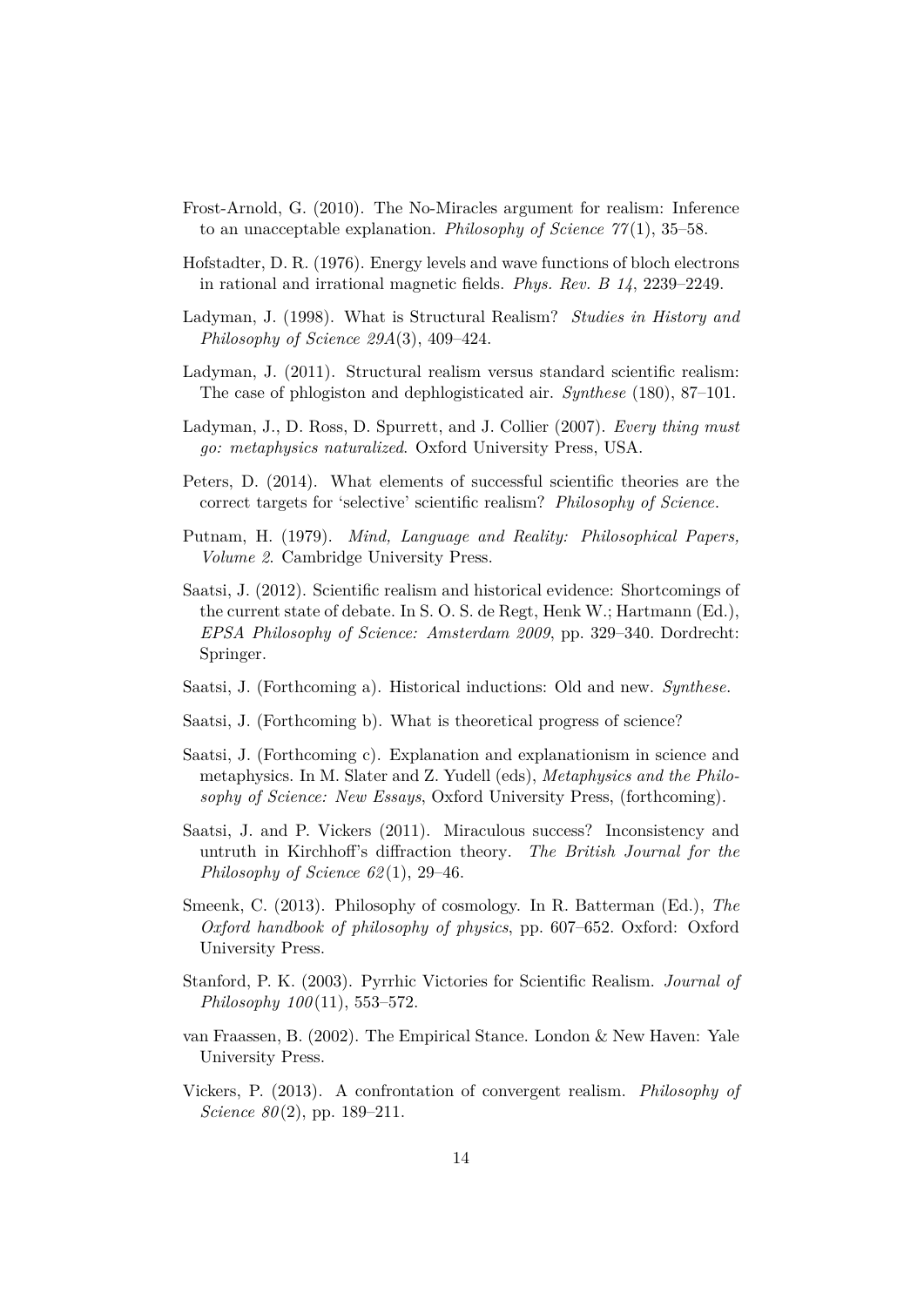Frost-Arnold, G. (2010). The No-Miracles argument for realism: Inference to an unacceptable explanation. *Philosophy of Science 77*(1), 35–58.

Hofstadter, D. R. (1976). Energy levels and wave functions of bloch electrons in rational and irrational magnetic fields. *Phys. Rev. B 14*, 2239–2249.

Ladyman, J. (1998). What is Structural Realism? *Studies in History and Philosophy of Science 29A*(3), 409–424.

Ladyman, J. (2011). Structural realism versus standard scientific realism: The case of phlogiston and dephlogisticated air. *Synthese* (180), 87–101.

Ladyman, J., D. Ross, D. Spurrett, and J. Collier (2007). *Every thing must go: metaphysics naturalized*. Oxford University Press, USA.

Peters, D. (2014). What elements of successful scientific theories are the correct targets for 'selective' scientific realism? *Philosophy of Science*.

Putnam, H. (1979). *Mind, Language and Reality: Philosophical Papers, Volume 2*. Cambridge University Press.

Saatsi, J. (2012). Scientific realism and historical evidence: Shortcomings of the current state of debate. In S. O. S. de Regt, Henk W.; Hartmann (Ed.), *EPSA Philosophy of Science: Amsterdam 2009*, pp. 329–340. Dordrecht: Springer.

Saatsi, J. (Forthcoming a). Historical inductions: Old and new. *Synthese*.

Saatsi, J. (Forthcoming b). What is theoretical progress of science?

Saatsi, J. (Forthcoming c). Explanation and explanationism in science and metaphysics. In M. Slater and Z. Yudell (eds), *Metaphysics and the Philosophy of Science: New Essays*, Oxford University Press, (forthcoming).

Saatsi, J. and P. Vickers (2011). Miraculous success? Inconsistency and untruth in Kirchhoff's diffraction theory. *The British Journal for the Philosophy of Science 62*(1), 29–46.

Smeenk, C. (2013). Philosophy of cosmology. In R. Batterman (Ed.), *The Oxford handbook of philosophy of physics*, pp. 607–652. Oxford: Oxford University Press.

Stanford, P. K. (2003). Pyrrhic Victories for Scientific Realism. *Journal of Philosophy 100*(11), 553–572.

van Fraassen, B. (2002). The Empirical Stance. London & New Haven: Yale University Press.

Vickers, P. (2013). A confrontation of convergent realism. *Philosophy of Science 80*(2), pp. 189–211.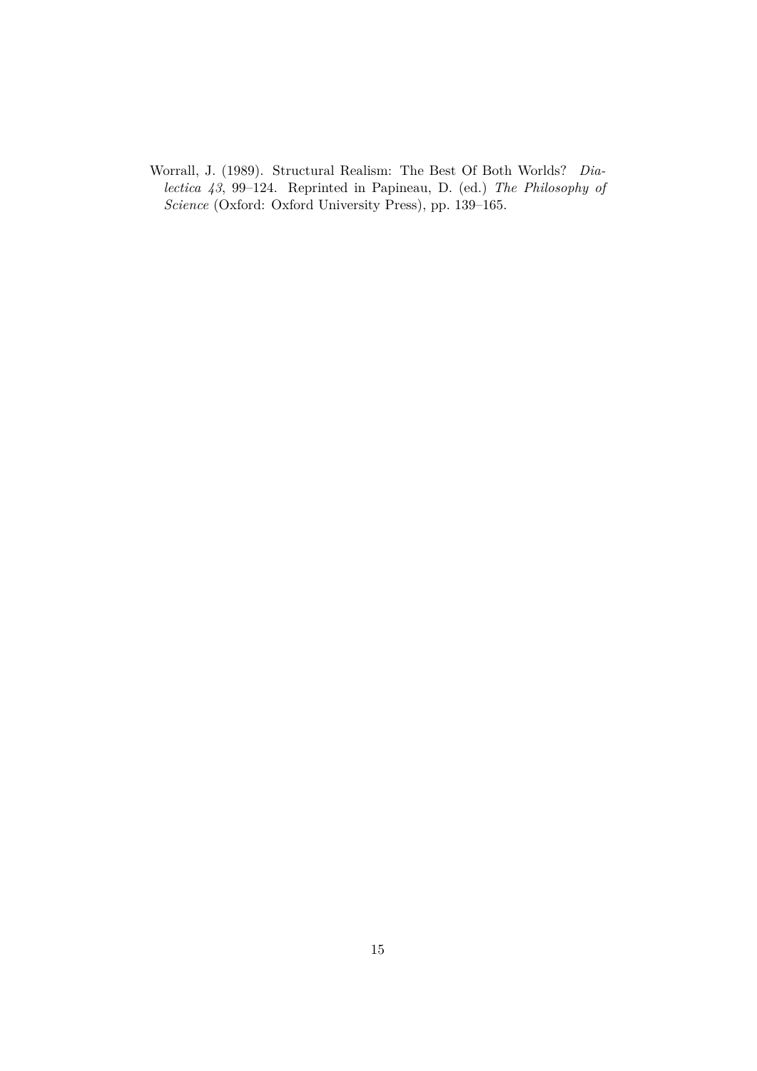Worrall, J. (1989). Structural Realism: The Best Of Both Worlds? *Dialectica 43*, 99–124. Reprinted in Papineau, D. (ed.) *The Philosophy of Science* (Oxford: Oxford University Press), pp. 139–165.